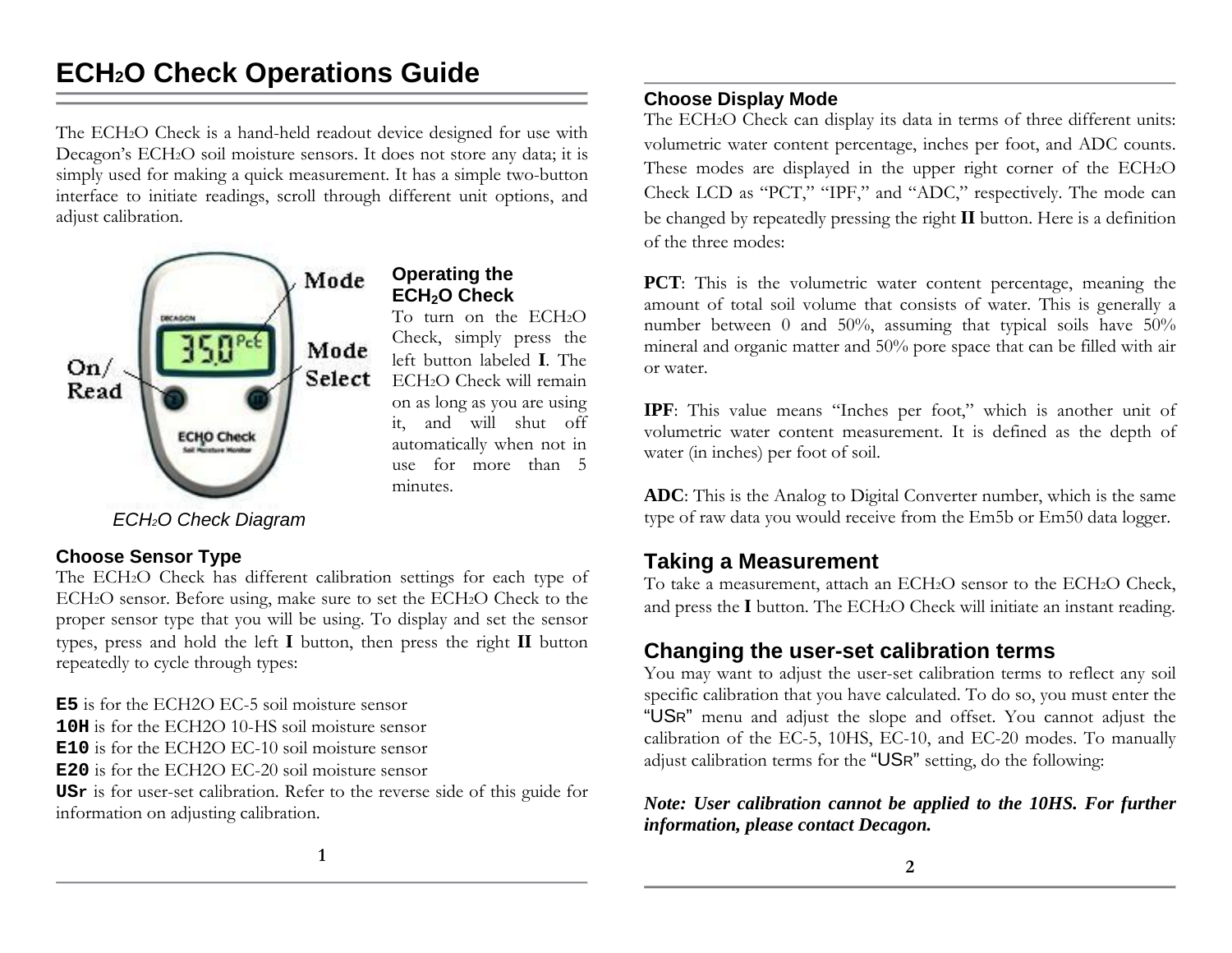# ECH$_2$O Check Operations Guide

The ECH$_2$O Check is a hand-held readout device designed for use with Decagon's ECH$_2$O soil moisture sensors. It does not store any data; it is simply used for making a quick measurement. It has a simple two-button interface to initiate readings, scroll through different unit options, and adjust calibration.

ECH$_2$O Check Diagram

### Operating the ECH$_2$O Check

To turn on the ECH$_2$O Check, simply press the left button labeled **I**. The ECH$_2$O Check will remain on as long as you are using it, and will shut off automatically when not in use for more than 5 minutes.

### Choose Sensor Type

The ECH$_2$O Check has different calibration settings for each type of ECH$_2$O sensor. Before using, make sure to set the ECH$_2$O Check to the proper sensor type that you will be using. To display and set the sensor types, press and hold the left **I** button, then press the right **II** button repeatedly to cycle through types:

**E5** is for the ECH2O EC-5 soil moisture sensor
**10H** is for the ECH2O 10-HS soil moisture sensor
**E10** is for the ECH2O EC-10 soil moisture sensor
**E20** is for the ECH2O EC-20 soil moisture sensor
**USr** is for user-set calibration. Refer to the reverse side of this guide for information on adjusting calibration.

### Choose Display Mode

The ECH$_2$O Check can display its data in terms of three different units: volumetric water content percentage, inches per foot, and ADC counts. These modes are displayed in the upper right corner of the ECH$_2$O Check LCD as "PCT," "IPF," and "ADC," respectively. The mode can be changed by repeatedly pressing the right **II** button. Here is a definition of the three modes:

**PCT**: This is the volumetric water content percentage, meaning the amount of total soil volume that consists of water. This is generally a number between 0 and 50%, assuming that typical soils have 50% mineral and organic matter and 50% pore space that can be filled with air or water.

**IPF**: This value means "Inches per foot," which is another unit of volumetric water content measurement. It is defined as the depth of water (in inches) per foot of soil.

**ADC**: This is the Analog to Digital Converter number, which is the same type of raw data you would receive from the Em5b or Em50 data logger.

## Taking a Measurement

To take a measurement, attach an ECH$_2$O sensor to the ECH$_2$O Check, and press the **I** button. The ECH$_2$O Check will initiate an instant reading.

## Changing the user-set calibration terms

You may want to adjust the user-set calibration terms to reflect any soil specific calibration that you have calculated. To do so, you must enter the "USR" menu and adjust the slope and offset. You cannot adjust the calibration of the EC-5, 10HS, EC-10, and EC-20 modes. To manually adjust calibration terms for the "USR" setting, do the following:

***Note: User calibration cannot be applied to the 10HS. For further information, please contact Decagon.***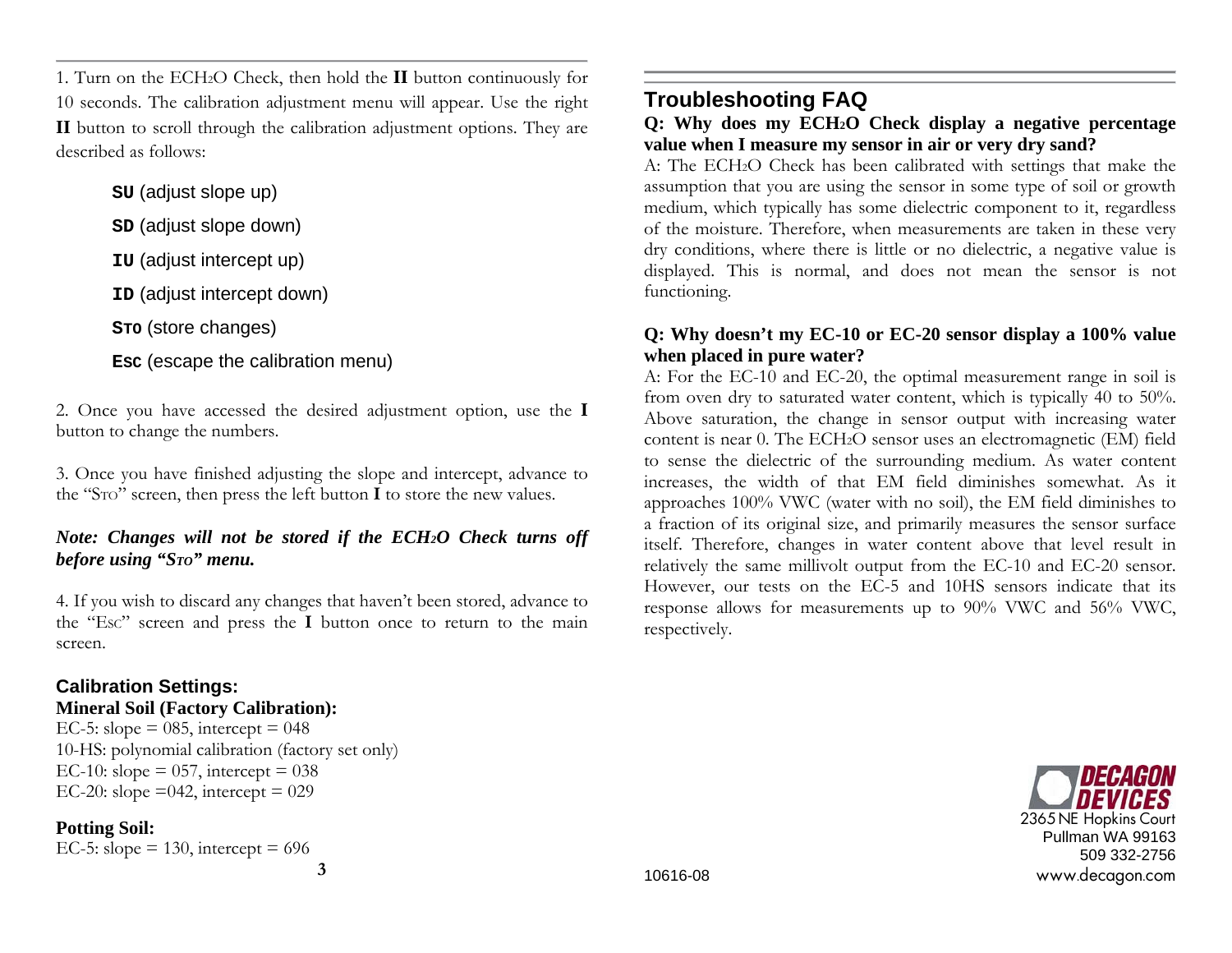1. Turn on the $ECH_2O$ Check, then hold the **II** button continuously for 10 seconds. The calibration adjustment menu will appear. Use the right **II** button to scroll through the calibration adjustment options. They are described as follows:

- **SU** (adjust slope up)
- **SD** (adjust slope down)
- **IU** (adjust intercept up)
- **ID** (adjust intercept down)
- **STO** (store changes)
- **ESC** (escape the calibration menu)

2. Once you have accessed the desired adjustment option, use the **I** button to change the numbers.

3. Once you have finished adjusting the slope and intercept, advance to the "STO" screen, then press the left button **I** to store the new values.

***Note: Changes will not be stored if the $ECH_2O$ Check turns off before using "STO" menu.***

4. If you wish to discard any changes that haven't been stored, advance to the "ESC" screen and press the **I** button once to return to the main screen.

## Calibration Settings:

**Mineral Soil (Factory Calibration):**

EC-5: slope = 085, intercept = 048
10-HS: polynomial calibration (factory set only)
EC-10: slope = 057, intercept = 038
EC-20: slope =042, intercept = 029

**Potting Soil:**

EC-5: slope = 130, intercept = 696

## Troubleshooting FAQ

**Q: Why does my $ECH_2O$ Check display a negative percentage value when I measure my sensor in air or very dry sand?**

A: The $ECH_2O$ Check has been calibrated with settings that make the assumption that you are using the sensor in some type of soil or growth medium, which typically has some dielectric component to it, regardless of the moisture. Therefore, when measurements are taken in these very dry conditions, where there is little or no dielectric, a negative value is displayed. This is normal, and does not mean the sensor is not functioning.

**Q: Why doesn't my EC-10 or EC-20 sensor display a 100% value when placed in pure water?**

A: For the EC-10 and EC-20, the optimal measurement range in soil is from oven dry to saturated water content, which is typically 40 to 50%. Above saturation, the change in sensor output with increasing water content is near 0. The $ECH_2O$ sensor uses an electromagnetic (EM) field to sense the dielectric of the surrounding medium. As water content increases, the width of that EM field diminishes somewhat. As it approaches 100% VWC (water with no soil), the EM field diminishes to a fraction of its original size, and primarily measures the sensor surface itself. Therefore, changes in water content above that level result in relatively the same millivolt output from the EC-10 and EC-20 sensor. However, our tests on the EC-5 and 10HS sensors indicate that its response allows for measurements up to 90% VWC and 56% VWC, respectively.

DECAGON DEVICES
2365 NE Hopkins Court
Pullman WA 99163
509 332-2756
www.decagon.com

10616-08